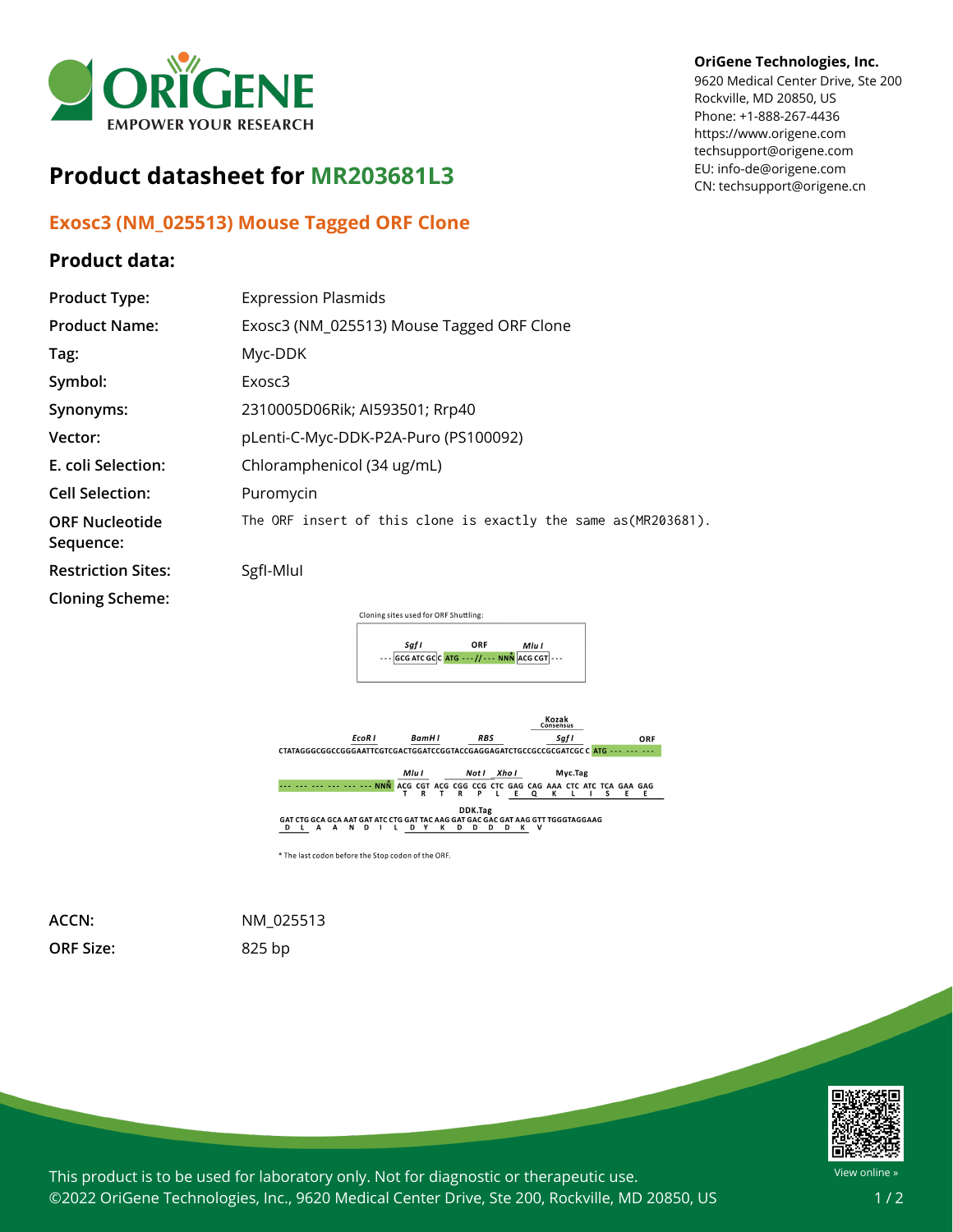# Product datasheet for MR203681L3

OriGene Technologies, Inc.
9620 Medical Center Drive, Ste 200
Rockville, MD 20850, US
Phone: +1-888-267-4436
https://www.origene.com
techsupport@origene.com
EU: info-de@origene.com
CN: techsupport@origene.cn

## Exosc3 (NM_025513) Mouse Tagged ORF Clone

### Product data:

| | |
|---|---|
| **Product Type:** | Expression Plasmids |
| **Product Name:** | Exosc3 (NM_025513) Mouse Tagged ORF Clone |
| **Tag:** | Myc-DDK |
| **Symbol:** | Exosc3 |
| **Synonyms:** | 2310005D06Rik; AI593501; Rrp40 |
| **Vector:** | pLenti-C-Myc-DDK-P2A-Puro (PS100092) |
| **E. coli Selection:** | Chloramphenicol (34 ug/mL) |
| **Cell Selection:** | Puromycin |
| **ORF Nucleotide Sequence:** | The ORF insert of this clone is exactly the same as(MR203681). |
| **Restriction Sites:** | SgfI-MluI |
| **Cloning Scheme:** | |

Cloning sites used for ORF Shuttling:

```
        Sgf I              ORF          Mlu I
--- GCG ATC GCC C ATG --- // --- NNN ACG CGT ---
```

```
                                                                      Kozak
                                                                    Consensus
            EcoR I        BamH I       RBS                  Sgf I              ORF
CTATAGGGCGGCCGGGAATTCGTCGACTGGATCCGGTACCGAGGAGATCTGCCGCCGCGATCGCC C ATG --- --- ---

                            Mlu I         Not I  Xho I         Myc.Tag
--- --- --- --- --- --- --- NNN ACG CGT ACG CGG CCG CTC GAG CAG AAA CTC ATC TCA GAA GAG
                                 T   R   T   R   P   L   E   Q   K   L   I   S   E   E

                                  DDK.Tag
GAT CTG GCA GCA AAT GAT ATC CTG GAT TAC AAG GAT GAC GAC GAT AAG GTT TGGGTAGGAAG
 D   L   A   A   N   D   I   L   D   Y   K   D   D   D   D   K   V
```

* The last codon before the Stop codon of the ORF.

| | |
|---|---|
| **ACCN:** | NM_025513 |
| **ORF Size:** | 825 bp |

This product is to be used for laboratory only. Not for diagnostic or therapeutic use.
©2022 OriGene Technologies, Inc., 9620 Medical Center Drive, Ste 200, Rockville, MD 20850, US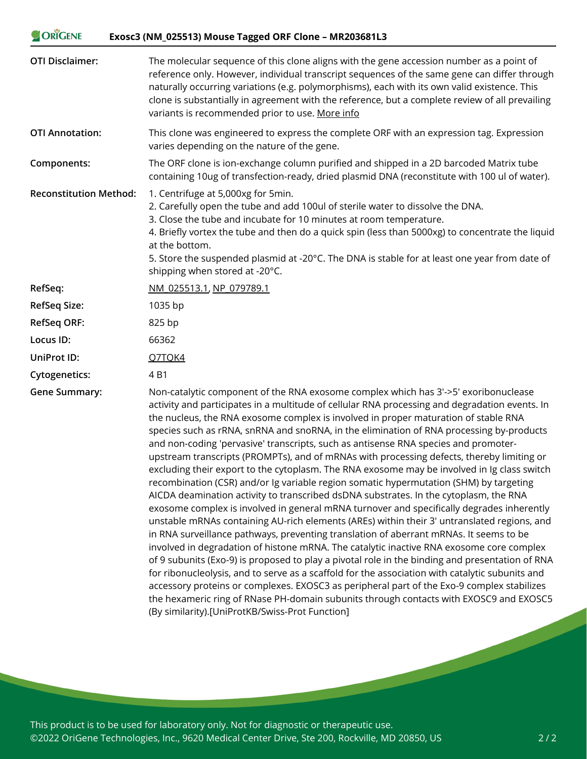| | |
|---|---|
| **OTI Disclaimer:** | The molecular sequence of this clone aligns with the gene accession number as a point of reference only. However, individual transcript sequences of the same gene can differ through naturally occurring variations (e.g. polymorphisms), each with its own valid existence. This clone is substantially in agreement with the reference, but a complete review of all prevailing variants is recommended prior to use. More info |
| **OTI Annotation:** | This clone was engineered to express the complete ORF with an expression tag. Expression varies depending on the nature of the gene. |
| **Components:** | The ORF clone is ion-exchange column purified and shipped in a 2D barcoded Matrix tube containing 10ug of transfection-ready, dried plasmid DNA (reconstitute with 100 ul of water). |
| **Reconstitution Method:** | 1. Centrifuge at 5,000xg for 5min.<br>2. Carefully open the tube and add 100ul of sterile water to dissolve the DNA.<br>3. Close the tube and incubate for 10 minutes at room temperature.<br>4. Briefly vortex the tube and then do a quick spin (less than 5000xg) to concentrate the liquid at the bottom.<br>5. Store the suspended plasmid at -20°C. The DNA is stable for at least one year from date of shipping when stored at -20°C. |
| **RefSeq:** | NM_025513.1, NP_079789.1 |
| **RefSeq Size:** | 1035 bp |
| **RefSeq ORF:** | 825 bp |
| **Locus ID:** | 66362 |
| **UniProt ID:** | Q7TQK4 |
| **Cytogenetics:** | 4 B1 |
| **Gene Summary:** | Non-catalytic component of the RNA exosome complex which has 3'->5' exoribonuclease activity and participates in a multitude of cellular RNA processing and degradation events. In the nucleus, the RNA exosome complex is involved in proper maturation of stable RNA species such as rRNA, snRNA and snoRNA, in the elimination of RNA processing by-products and non-coding 'pervasive' transcripts, such as antisense RNA species and promoter-upstream transcripts (PROMPTs), and of mRNAs with processing defects, thereby limiting or excluding their export to the cytoplasm. The RNA exosome may be involved in Ig class switch recombination (CSR) and/or Ig variable region somatic hypermutation (SHM) by targeting AICDA deamination activity to transcribed dsDNA substrates. In the cytoplasm, the RNA exosome complex is involved in general mRNA turnover and specifically degrades inherently unstable mRNAs containing AU-rich elements (AREs) within their 3' untranslated regions, and in RNA surveillance pathways, preventing translation of aberrant mRNAs. It seems to be involved in degradation of histone mRNA. The catalytic inactive RNA exosome core complex of 9 subunits (Exo-9) is proposed to play a pivotal role in the binding and presentation of RNA for ribonucleolysis, and to serve as a scaffold for the association with catalytic subunits and accessory proteins or complexes. EXOSC3 as peripheral part of the Exo-9 complex stabilizes the hexameric ring of RNase PH-domain subunits through contacts with EXOSC9 and EXOSC5 (By similarity).[UniProtKB/Swiss-Prot Function] |